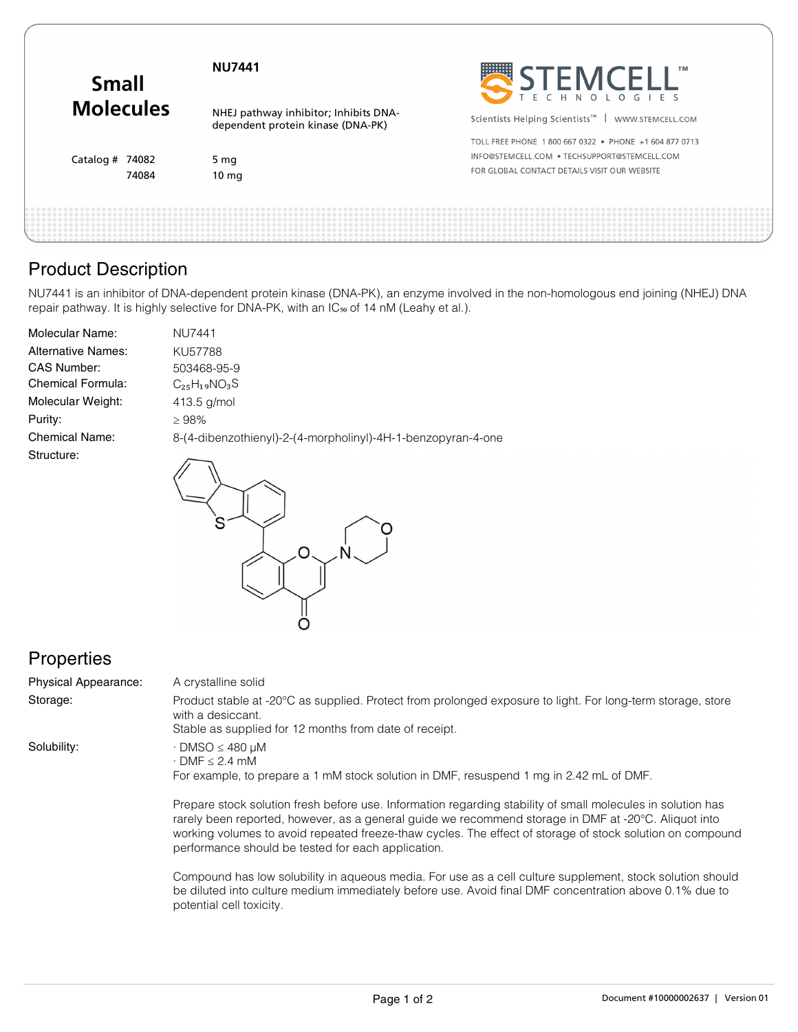# Small Molecules

**NU7441**

NHEJ pathway inhibitor; Inhibits DNA-dependent protein kinase (DNA-PK)

| Catalog # | |
|---|---|
| 74082 | 5 mg |
| 74084 | 10 mg |

STEMCELL TECHNOLOGIES

Scientists Helping Scientists™ | WWW.STEMCELL.COM

TOLL FREE PHONE 1 800 667 0322 • PHONE +1 604 877 0713
INFO@STEMCELL.COM • TECHSUPPORT@STEMCELL.COM
FOR GLOBAL CONTACT DETAILS VISIT OUR WEBSITE

## Product Description

NU7441 is an inhibitor of DNA-dependent protein kinase (DNA-PK), an enzyme involved in the non-homologous end joining (NHEJ) DNA repair pathway. It is highly selective for DNA-PK, with an $IC_{50}$ of 14 nM (Leahy et al.).

| | |
|---|---|
| Molecular Name: | NU7441 |
| Alternative Names: | KU57788 |
| CAS Number: | 503468-95-9 |
| Chemical Formula: | $C_{25}H_{19}NO_3S$ |
| Molecular Weight: | 413.5 g/mol |
| Purity: | ≥ 98% |
| Chemical Name: | 8-(4-dibenzothienyl)-2-(4-morpholinyl)-4H-1-benzopyran-4-one |
| Structure: | |

## Properties

| | |
|---|---|
| Physical Appearance: | A crystalline solid |
| Storage: | Product stable at -20°C as supplied. Protect from prolonged exposure to light. For long-term storage, store with a desiccant. Stable as supplied for 12 months from date of receipt. |
| Solubility: | · DMSO ≤ 480 µM<br>· DMF ≤ 2.4 mM<br>For example, to prepare a 1 mM stock solution in DMF, resuspend 1 mg in 2.42 mL of DMF. |

Prepare stock solution fresh before use. Information regarding stability of small molecules in solution has rarely been reported, however, as a general guide we recommend storage in DMF at -20°C. Aliquot into working volumes to avoid repeated freeze-thaw cycles. The effect of storage of stock solution on compound performance should be tested for each application.

Compound has low solubility in aqueous media. For use as a cell culture supplement, stock solution should be diluted into culture medium immediately before use. Avoid final DMF concentration above 0.1% due to potential cell toxicity.

Document #10000002637 | Version 01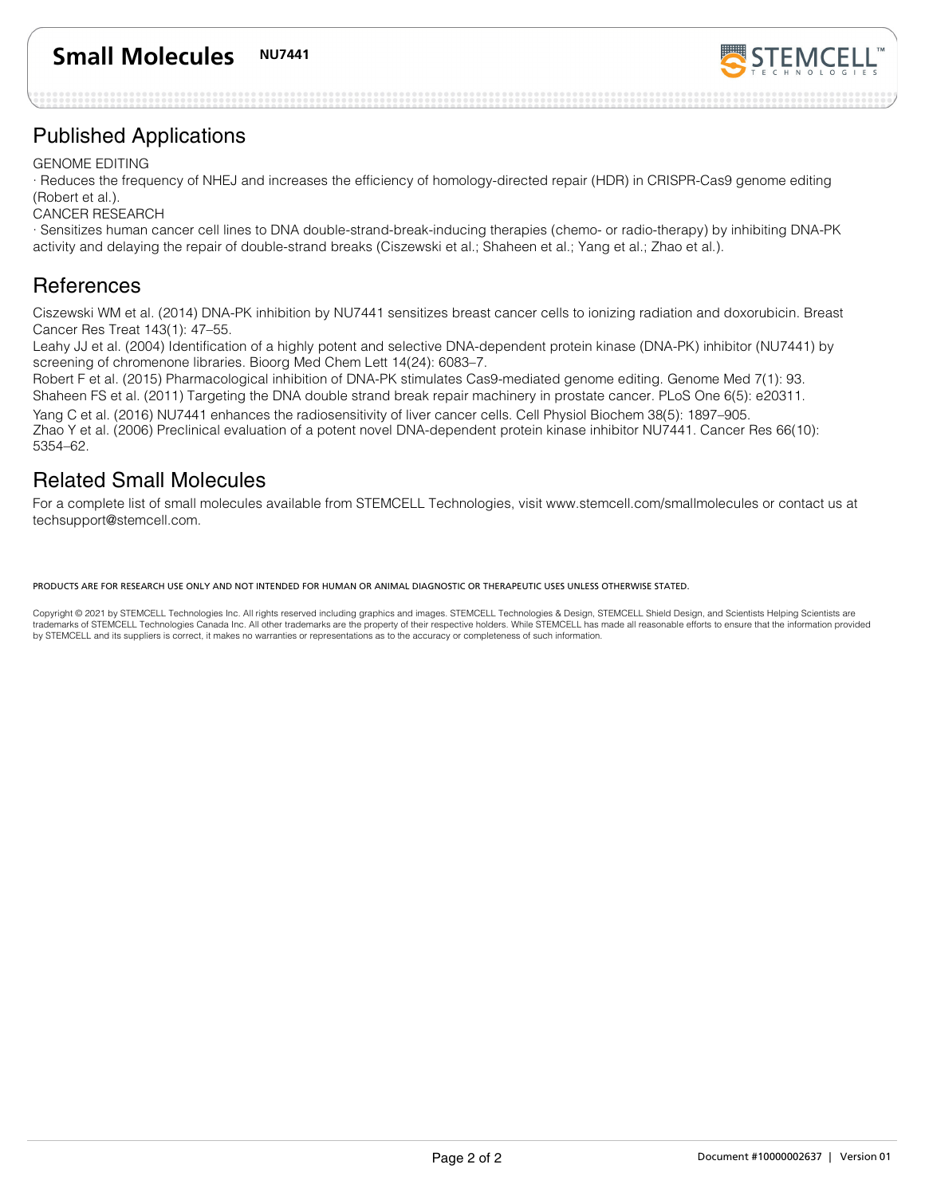## Published Applications

GENOME EDITING

· Reduces the frequency of NHEJ and increases the efficiency of homology-directed repair (HDR) in CRISPR-Cas9 genome editing (Robert et al.).

CANCER RESEARCH

· Sensitizes human cancer cell lines to DNA double-strand-break-inducing therapies (chemo- or radio-therapy) by inhibiting DNA-PK activity and delaying the repair of double-strand breaks (Ciszewski et al.; Shaheen et al.; Yang et al.; Zhao et al.).

## References

Ciszewski WM et al. (2014) DNA-PK inhibition by NU7441 sensitizes breast cancer cells to ionizing radiation and doxorubicin. Breast Cancer Res Treat 143(1): 47–55.

Leahy JJ et al. (2004) Identification of a highly potent and selective DNA-dependent protein kinase (DNA-PK) inhibitor (NU7441) by screening of chromenone libraries. Bioorg Med Chem Lett 14(24): 6083–7.

Robert F et al. (2015) Pharmacological inhibition of DNA-PK stimulates Cas9-mediated genome editing. Genome Med 7(1): 93.

Shaheen FS et al. (2011) Targeting the DNA double strand break repair machinery in prostate cancer. PLoS One 6(5): e20311.

Yang C et al. (2016) NU7441 enhances the radiosensitivity of liver cancer cells. Cell Physiol Biochem 38(5): 1897–905.

Zhao Y et al. (2006) Preclinical evaluation of a potent novel DNA-dependent protein kinase inhibitor NU7441. Cancer Res 66(10): 5354–62.

## Related Small Molecules

For a complete list of small molecules available from STEMCELL Technologies, visit www.stemcell.com/smallmolecules or contact us at techsupport@stemcell.com.

PRODUCTS ARE FOR RESEARCH USE ONLY AND NOT INTENDED FOR HUMAN OR ANIMAL DIAGNOSTIC OR THERAPEUTIC USES UNLESS OTHERWISE STATED.

Copyright © 2021 by STEMCELL Technologies Inc. All rights reserved including graphics and images. STEMCELL Technologies & Design, STEMCELL Shield Design, and Scientists Helping Scientists are trademarks of STEMCELL Technologies Canada Inc. All other trademarks are the property of their respective holders. While STEMCELL has made all reasonable efforts to ensure that the information provided by STEMCELL and its suppliers is correct, it makes no warranties or representations as to the accuracy or completeness of such information.

Document #10000002637 | Version 01